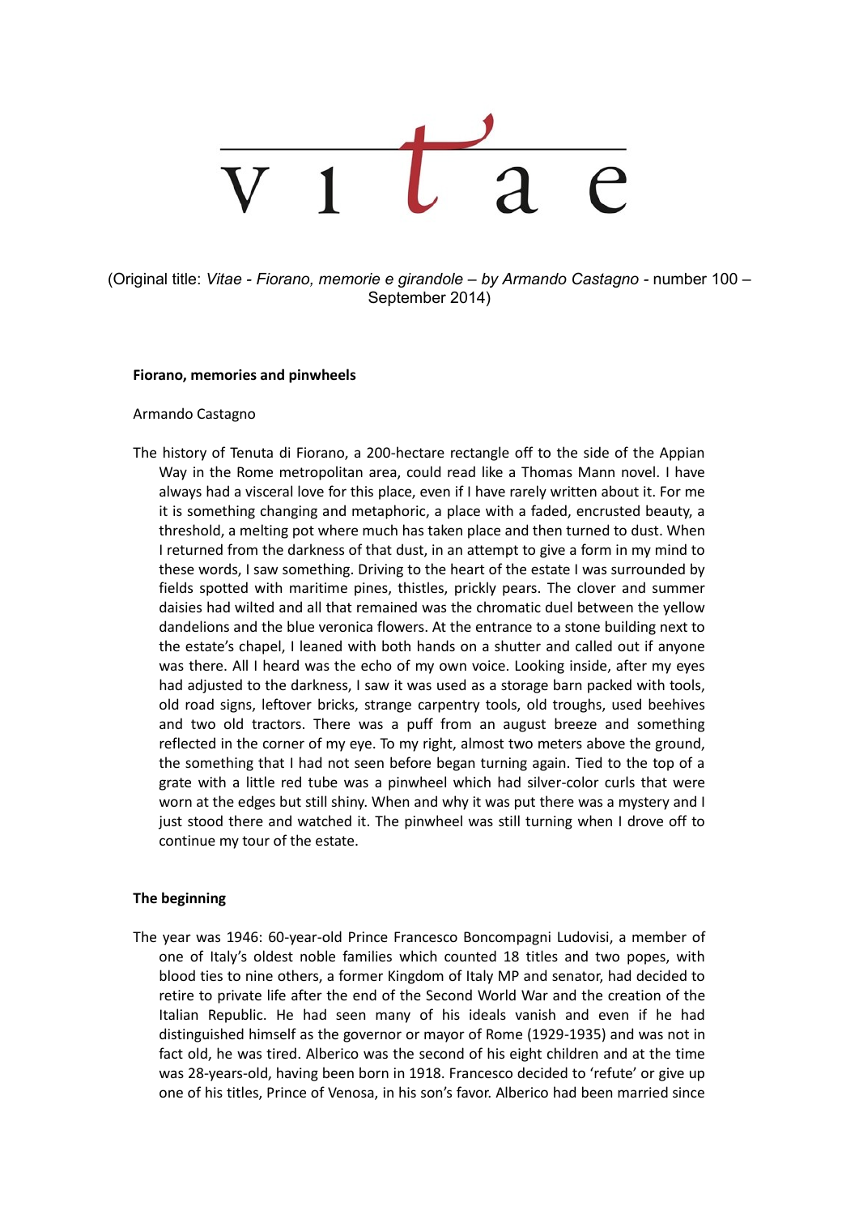# vitae

(Original title: *Vitae - Fiorano, memorie e girandole – by Armando Castagno* - number 100 – September 2014)

**Fiorano, memories and pinwheels**

Armando Castagno

The history of Tenuta di Fiorano, a 200-hectare rectangle off to the side of the Appian Way in the Rome metropolitan area, could read like a Thomas Mann novel. I have always had a visceral love for this place, even if I have rarely written about it. For me it is something changing and metaphoric, a place with a faded, encrusted beauty, a threshold, a melting pot where much has taken place and then turned to dust. When I returned from the darkness of that dust, in an attempt to give a form in my mind to these words, I saw something. Driving to the heart of the estate I was surrounded by fields spotted with maritime pines, thistles, prickly pears. The clover and summer daisies had wilted and all that remained was the chromatic duel between the yellow dandelions and the blue veronica flowers. At the entrance to a stone building next to the estate's chapel, I leaned with both hands on a shutter and called out if anyone was there. All I heard was the echo of my own voice. Looking inside, after my eyes had adjusted to the darkness, I saw it was used as a storage barn packed with tools, old road signs, leftover bricks, strange carpentry tools, old troughs, used beehives and two old tractors. There was a puff from an august breeze and something reflected in the corner of my eye. To my right, almost two meters above the ground, the something that I had not seen before began turning again. Tied to the top of a grate with a little red tube was a pinwheel which had silver-color curls that were worn at the edges but still shiny. When and why it was put there was a mystery and I just stood there and watched it. The pinwheel was still turning when I drove off to continue my tour of the estate.

**The beginning**

The year was 1946: 60-year-old Prince Francesco Boncompagni Ludovisi, a member of one of Italy's oldest noble families which counted 18 titles and two popes, with blood ties to nine others, a former Kingdom of Italy MP and senator, had decided to retire to private life after the end of the Second World War and the creation of the Italian Republic. He had seen many of his ideals vanish and even if he had distinguished himself as the governor or mayor of Rome (1929-1935) and was not in fact old, he was tired. Alberico was the second of his eight children and at the time was 28-years-old, having been born in 1918. Francesco decided to 'refute' or give up one of his titles, Prince of Venosa, in his son's favor. Alberico had been married since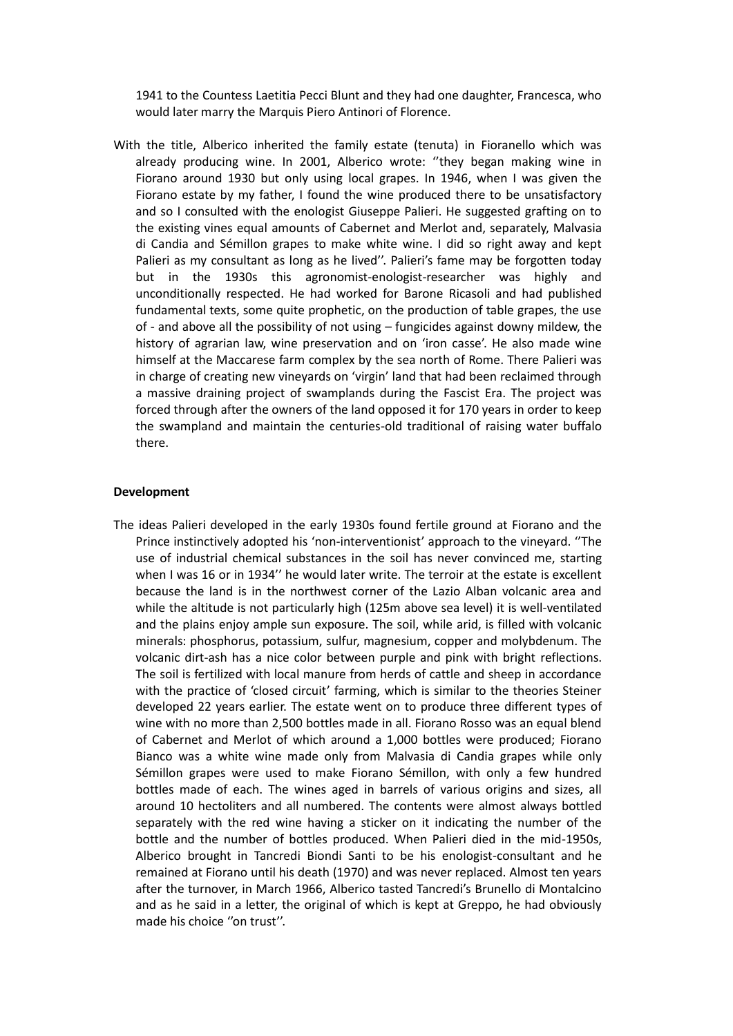1941 to the Countess Laetitia Pecci Blunt and they had one daughter, Francesca, who would later marry the Marquis Piero Antinori of Florence.

With the title, Alberico inherited the family estate (tenuta) in Fioranello which was already producing wine. In 2001, Alberico wrote: ''they began making wine in Fiorano around 1930 but only using local grapes. In 1946, when I was given the Fiorano estate by my father, I found the wine produced there to be unsatisfactory and so I consulted with the enologist Giuseppe Palieri. He suggested grafting on to the existing vines equal amounts of Cabernet and Merlot and, separately, Malvasia di Candia and Sémillon grapes to make white wine. I did so right away and kept Palieri as my consultant as long as he lived''. Palieri's fame may be forgotten today but in the 1930s this agronomist-enologist-researcher was highly and unconditionally respected. He had worked for Barone Ricasoli and had published fundamental texts, some quite prophetic, on the production of table grapes, the use of - and above all the possibility of not using – fungicides against downy mildew, the history of agrarian law, wine preservation and on 'iron casse'. He also made wine himself at the Maccarese farm complex by the sea north of Rome. There Palieri was in charge of creating new vineyards on 'virgin' land that had been reclaimed through a massive draining project of swamplands during the Fascist Era. The project was forced through after the owners of the land opposed it for 170 years in order to keep the swampland and maintain the centuries-old traditional of raising water buffalo there.

**Development**

The ideas Palieri developed in the early 1930s found fertile ground at Fiorano and the Prince instinctively adopted his 'non-interventionist' approach to the vineyard. ''The use of industrial chemical substances in the soil has never convinced me, starting when I was 16 or in 1934'' he would later write. The terroir at the estate is excellent because the land is in the northwest corner of the Lazio Alban volcanic area and while the altitude is not particularly high (125m above sea level) it is well-ventilated and the plains enjoy ample sun exposure. The soil, while arid, is filled with volcanic minerals: phosphorus, potassium, sulfur, magnesium, copper and molybdenum. The volcanic dirt-ash has a nice color between purple and pink with bright reflections. The soil is fertilized with local manure from herds of cattle and sheep in accordance with the practice of 'closed circuit' farming, which is similar to the theories Steiner developed 22 years earlier. The estate went on to produce three different types of wine with no more than 2,500 bottles made in all. Fiorano Rosso was an equal blend of Cabernet and Merlot of which around a 1,000 bottles were produced; Fiorano Bianco was a white wine made only from Malvasia di Candia grapes while only Sémillon grapes were used to make Fiorano Sémillon, with only a few hundred bottles made of each. The wines aged in barrels of various origins and sizes, all around 10 hectoliters and all numbered. The contents were almost always bottled separately with the red wine having a sticker on it indicating the number of the bottle and the number of bottles produced. When Palieri died in the mid-1950s, Alberico brought in Tancredi Biondi Santi to be his enologist-consultant and he remained at Fiorano until his death (1970) and was never replaced. Almost ten years after the turnover, in March 1966, Alberico tasted Tancredi's Brunello di Montalcino and as he said in a letter, the original of which is kept at Greppo, he had obviously made his choice ''on trust''.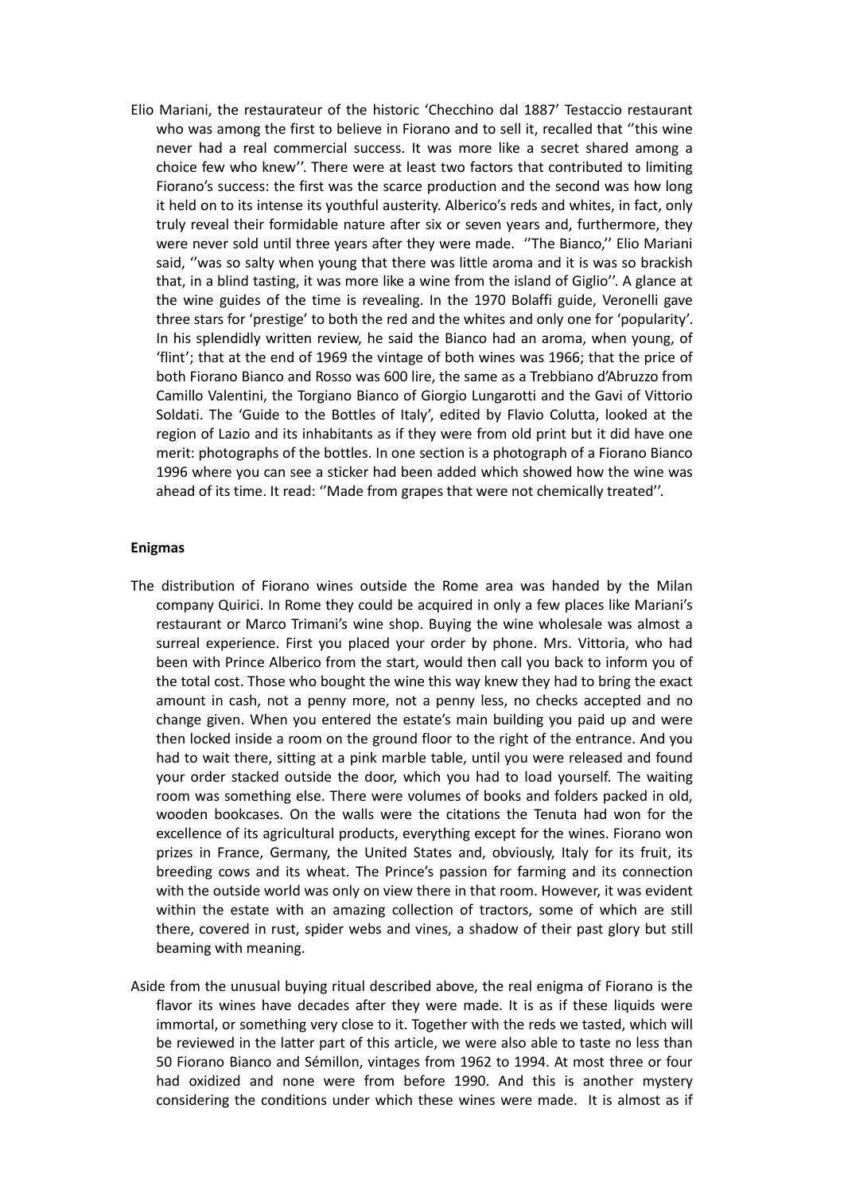Elio Mariani, the restaurateur of the historic 'Checchino dal 1887' Testaccio restaurant who was among the first to believe in Fiorano and to sell it, recalled that ''this wine never had a real commercial success. It was more like a secret shared among a choice few who knew''. There were at least two factors that contributed to limiting Fiorano's success: the first was the scarce production and the second was how long it held on to its intense its youthful austerity. Alberico's reds and whites, in fact, only truly reveal their formidable nature after six or seven years and, furthermore, they were never sold until three years after they were made. ''The Bianco,'' Elio Mariani said, ''was so salty when young that there was little aroma and it is was so brackish that, in a blind tasting, it was more like a wine from the island of Giglio''. A glance at the wine guides of the time is revealing. In the 1970 Bolaffi guide, Veronelli gave three stars for 'prestige' to both the red and the whites and only one for 'popularity'. In his splendidly written review, he said the Bianco had an aroma, when young, of 'flint'; that at the end of 1969 the vintage of both wines was 1966; that the price of both Fiorano Bianco and Rosso was 600 lire, the same as a Trebbiano d'Abruzzo from Camillo Valentini, the Torgiano Bianco of Giorgio Lungarotti and the Gavi of Vittorio Soldati. The 'Guide to the Bottles of Italy', edited by Flavio Colutta, looked at the region of Lazio and its inhabitants as if they were from old print but it did have one merit: photographs of the bottles. In one section is a photograph of a Fiorano Bianco 1996 where you can see a sticker had been added which showed how the wine was ahead of its time. It read: ''Made from grapes that were not chemically treated''.

**Enigmas**

The distribution of Fiorano wines outside the Rome area was handed by the Milan company Quirici. In Rome they could be acquired in only a few places like Mariani's restaurant or Marco Trimani's wine shop. Buying the wine wholesale was almost a surreal experience. First you placed your order by phone. Mrs. Vittoria, who had been with Prince Alberico from the start, would then call you back to inform you of the total cost. Those who bought the wine this way knew they had to bring the exact amount in cash, not a penny more, not a penny less, no checks accepted and no change given. When you entered the estate's main building you paid up and were then locked inside a room on the ground floor to the right of the entrance. And you had to wait there, sitting at a pink marble table, until you were released and found your order stacked outside the door, which you had to load yourself. The waiting room was something else. There were volumes of books and folders packed in old, wooden bookcases. On the walls were the citations the Tenuta had won for the excellence of its agricultural products, everything except for the wines. Fiorano won prizes in France, Germany, the United States and, obviously, Italy for its fruit, its breeding cows and its wheat. The Prince's passion for farming and its connection with the outside world was only on view there in that room. However, it was evident within the estate with an amazing collection of tractors, some of which are still there, covered in rust, spider webs and vines, a shadow of their past glory but still beaming with meaning.

Aside from the unusual buying ritual described above, the real enigma of Fiorano is the flavor its wines have decades after they were made. It is as if these liquids were immortal, or something very close to it. Together with the reds we tasted, which will be reviewed in the latter part of this article, we were also able to taste no less than 50 Fiorano Bianco and Sémillon, vintages from 1962 to 1994. At most three or four had oxidized and none were from before 1990. And this is another mystery considering the conditions under which these wines were made. It is almost as if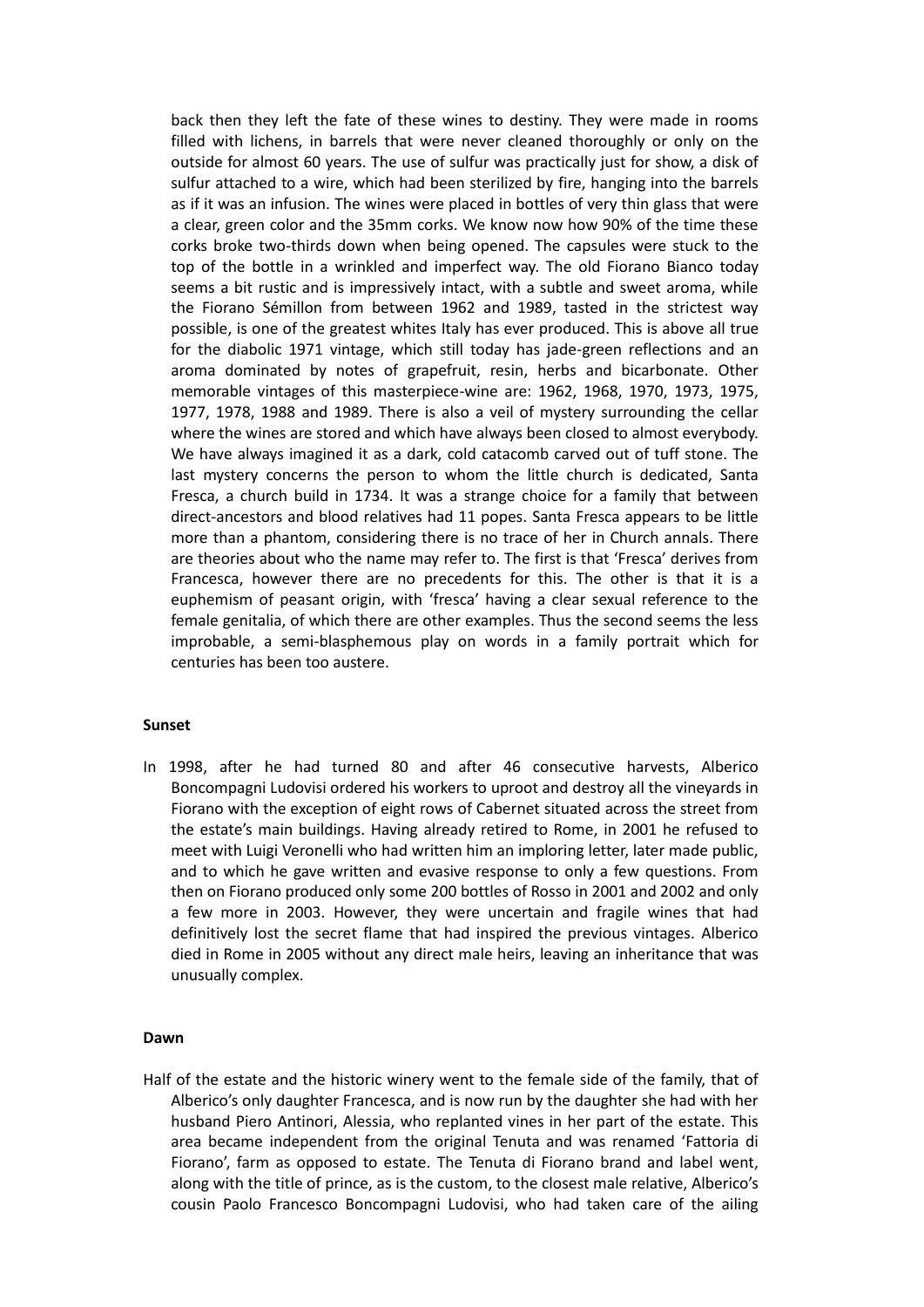back then they left the fate of these wines to destiny. They were made in rooms filled with lichens, in barrels that were never cleaned thoroughly or only on the outside for almost 60 years. The use of sulfur was practically just for show, a disk of sulfur attached to a wire, which had been sterilized by fire, hanging into the barrels as if it was an infusion. The wines were placed in bottles of very thin glass that were a clear, green color and the 35mm corks. We know now how 90% of the time these corks broke two-thirds down when being opened. The capsules were stuck to the top of the bottle in a wrinkled and imperfect way. The old Fiorano Bianco today seems a bit rustic and is impressively intact, with a subtle and sweet aroma, while the Fiorano Sémillon from between 1962 and 1989, tasted in the strictest way possible, is one of the greatest whites Italy has ever produced. This is above all true for the diabolic 1971 vintage, which still today has jade-green reflections and an aroma dominated by notes of grapefruit, resin, herbs and bicarbonate. Other memorable vintages of this masterpiece-wine are: 1962, 1968, 1970, 1973, 1975, 1977, 1978, 1988 and 1989. There is also a veil of mystery surrounding the cellar where the wines are stored and which have always been closed to almost everybody. We have always imagined it as a dark, cold catacomb carved out of tuff stone. The last mystery concerns the person to whom the little church is dedicated, Santa Fresca, a church build in 1734. It was a strange choice for a family that between direct-ancestors and blood relatives had 11 popes. Santa Fresca appears to be little more than a phantom, considering there is no trace of her in Church annals. There are theories about who the name may refer to. The first is that 'Fresca' derives from Francesca, however there are no precedents for this. The other is that it is a euphemism of peasant origin, with 'fresca' having a clear sexual reference to the female genitalia, of which there are other examples. Thus the second seems the less improbable, a semi-blasphemous play on words in a family portrait which for centuries has been too austere.

**Sunset**

In 1998, after he had turned 80 and after 46 consecutive harvests, Alberico Boncompagni Ludovisi ordered his workers to uproot and destroy all the vineyards in Fiorano with the exception of eight rows of Cabernet situated across the street from the estate's main buildings. Having already retired to Rome, in 2001 he refused to meet with Luigi Veronelli who had written him an imploring letter, later made public, and to which he gave written and evasive response to only a few questions. From then on Fiorano produced only some 200 bottles of Rosso in 2001 and 2002 and only a few more in 2003. However, they were uncertain and fragile wines that had definitively lost the secret flame that had inspired the previous vintages. Alberico died in Rome in 2005 without any direct male heirs, leaving an inheritance that was unusually complex.

**Dawn**

Half of the estate and the historic winery went to the female side of the family, that of Alberico's only daughter Francesca, and is now run by the daughter she had with her husband Piero Antinori, Alessia, who replanted vines in her part of the estate. This area became independent from the original Tenuta and was renamed 'Fattoria di Fiorano', farm as opposed to estate. The Tenuta di Fiorano brand and label went, along with the title of prince, as is the custom, to the closest male relative, Alberico's cousin Paolo Francesco Boncompagni Ludovisi, who had taken care of the ailing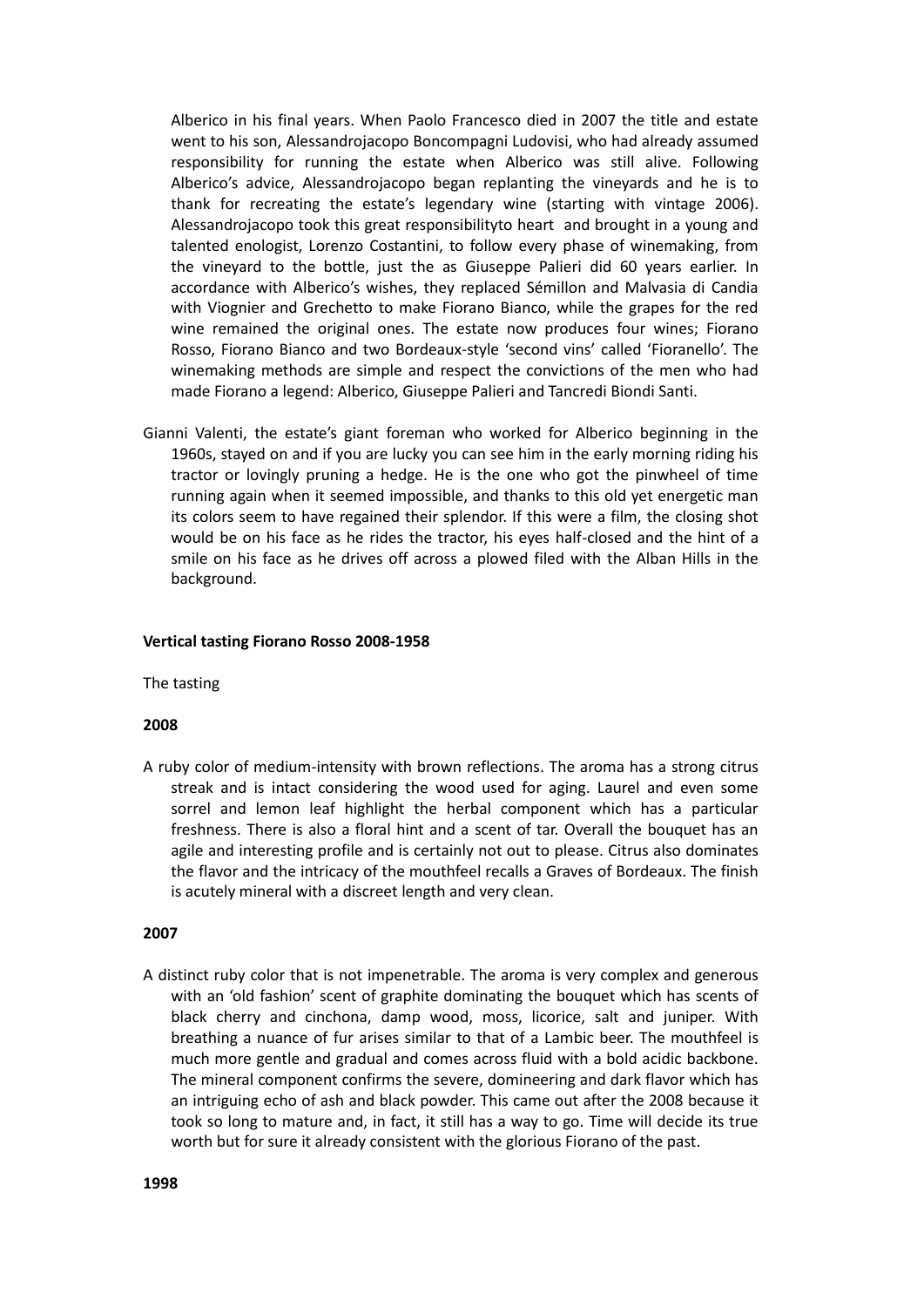Alberico in his final years. When Paolo Francesco died in 2007 the title and estate went to his son, Alessandrojacopo Boncompagni Ludovisi, who had already assumed responsibility for running the estate when Alberico was still alive. Following Alberico's advice, Alessandrojacopo began replanting the vineyards and he is to thank for recreating the estate's legendary wine (starting with vintage 2006). Alessandrojacopo took this great responsibilityto heart and brought in a young and talented enologist, Lorenzo Costantini, to follow every phase of winemaking, from the vineyard to the bottle, just the as Giuseppe Palieri did 60 years earlier. In accordance with Alberico's wishes, they replaced Sémillon and Malvasia di Candia with Viognier and Grechetto to make Fiorano Bianco, while the grapes for the red wine remained the original ones. The estate now produces four wines; Fiorano Rosso, Fiorano Bianco and two Bordeaux-style 'second vins' called 'Fioranello'. The winemaking methods are simple and respect the convictions of the men who had made Fiorano a legend: Alberico, Giuseppe Palieri and Tancredi Biondi Santi.

Gianni Valenti, the estate's giant foreman who worked for Alberico beginning in the 1960s, stayed on and if you are lucky you can see him in the early morning riding his tractor or lovingly pruning a hedge. He is the one who got the pinwheel of time running again when it seemed impossible, and thanks to this old yet energetic man its colors seem to have regained their splendor. If this were a film, the closing shot would be on his face as he rides the tractor, his eyes half-closed and the hint of a smile on his face as he drives off across a plowed filed with the Alban Hills in the background.

**Vertical tasting Fiorano Rosso 2008-1958**

The tasting

**2008**

A ruby color of medium-intensity with brown reflections. The aroma has a strong citrus streak and is intact considering the wood used for aging. Laurel and even some sorrel and lemon leaf highlight the herbal component which has a particular freshness. There is also a floral hint and a scent of tar. Overall the bouquet has an agile and interesting profile and is certainly not out to please. Citrus also dominates the flavor and the intricacy of the mouthfeel recalls a Graves of Bordeaux. The finish is acutely mineral with a discreet length and very clean.

**2007**

A distinct ruby color that is not impenetrable. The aroma is very complex and generous with an 'old fashion' scent of graphite dominating the bouquet which has scents of black cherry and cinchona, damp wood, moss, licorice, salt and juniper. With breathing a nuance of fur arises similar to that of a Lambic beer. The mouthfeel is much more gentle and gradual and comes across fluid with a bold acidic backbone. The mineral component confirms the severe, domineering and dark flavor which has an intriguing echo of ash and black powder. This came out after the 2008 because it took so long to mature and, in fact, it still has a way to go. Time will decide its true worth but for sure it already consistent with the glorious Fiorano of the past.

**1998**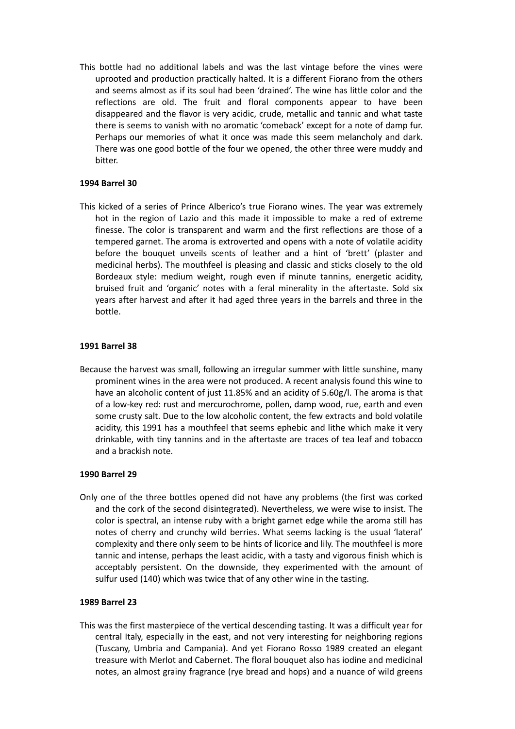This bottle had no additional labels and was the last vintage before the vines were uprooted and production practically halted. It is a different Fiorano from the others and seems almost as if its soul had been 'drained'. The wine has little color and the reflections are old. The fruit and floral components appear to have been disappeared and the flavor is very acidic, crude, metallic and tannic and what taste there is seems to vanish with no aromatic 'comeback' except for a note of damp fur. Perhaps our memories of what it once was made this seem melancholy and dark. There was one good bottle of the four we opened, the other three were muddy and bitter.

**1994 Barrel 30**

This kicked of a series of Prince Alberico's true Fiorano wines. The year was extremely hot in the region of Lazio and this made it impossible to make a red of extreme finesse. The color is transparent and warm and the first reflections are those of a tempered garnet. The aroma is extroverted and opens with a note of volatile acidity before the bouquet unveils scents of leather and a hint of 'brett' (plaster and medicinal herbs). The mouthfeel is pleasing and classic and sticks closely to the old Bordeaux style: medium weight, rough even if minute tannins, energetic acidity, bruised fruit and 'organic' notes with a feral minerality in the aftertaste. Sold six years after harvest and after it had aged three years in the barrels and three in the bottle.

**1991 Barrel 38**

Because the harvest was small, following an irregular summer with little sunshine, many prominent wines in the area were not produced. A recent analysis found this wine to have an alcoholic content of just 11.85% and an acidity of 5.60g/l. The aroma is that of a low-key red: rust and mercurochrome, pollen, damp wood, rue, earth and even some crusty salt. Due to the low alcoholic content, the few extracts and bold volatile acidity, this 1991 has a mouthfeel that seems ephebic and lithe which make it very drinkable, with tiny tannins and in the aftertaste are traces of tea leaf and tobacco and a brackish note.

**1990 Barrel 29**

Only one of the three bottles opened did not have any problems (the first was corked and the cork of the second disintegrated). Nevertheless, we were wise to insist. The color is spectral, an intense ruby with a bright garnet edge while the aroma still has notes of cherry and crunchy wild berries. What seems lacking is the usual 'lateral' complexity and there only seem to be hints of licorice and lily. The mouthfeel is more tannic and intense, perhaps the least acidic, with a tasty and vigorous finish which is acceptably persistent. On the downside, they experimented with the amount of sulfur used (140) which was twice that of any other wine in the tasting.

**1989 Barrel 23**

This was the first masterpiece of the vertical descending tasting. It was a difficult year for central Italy, especially in the east, and not very interesting for neighboring regions (Tuscany, Umbria and Campania). And yet Fiorano Rosso 1989 created an elegant treasure with Merlot and Cabernet. The floral bouquet also has iodine and medicinal notes, an almost grainy fragrance (rye bread and hops) and a nuance of wild greens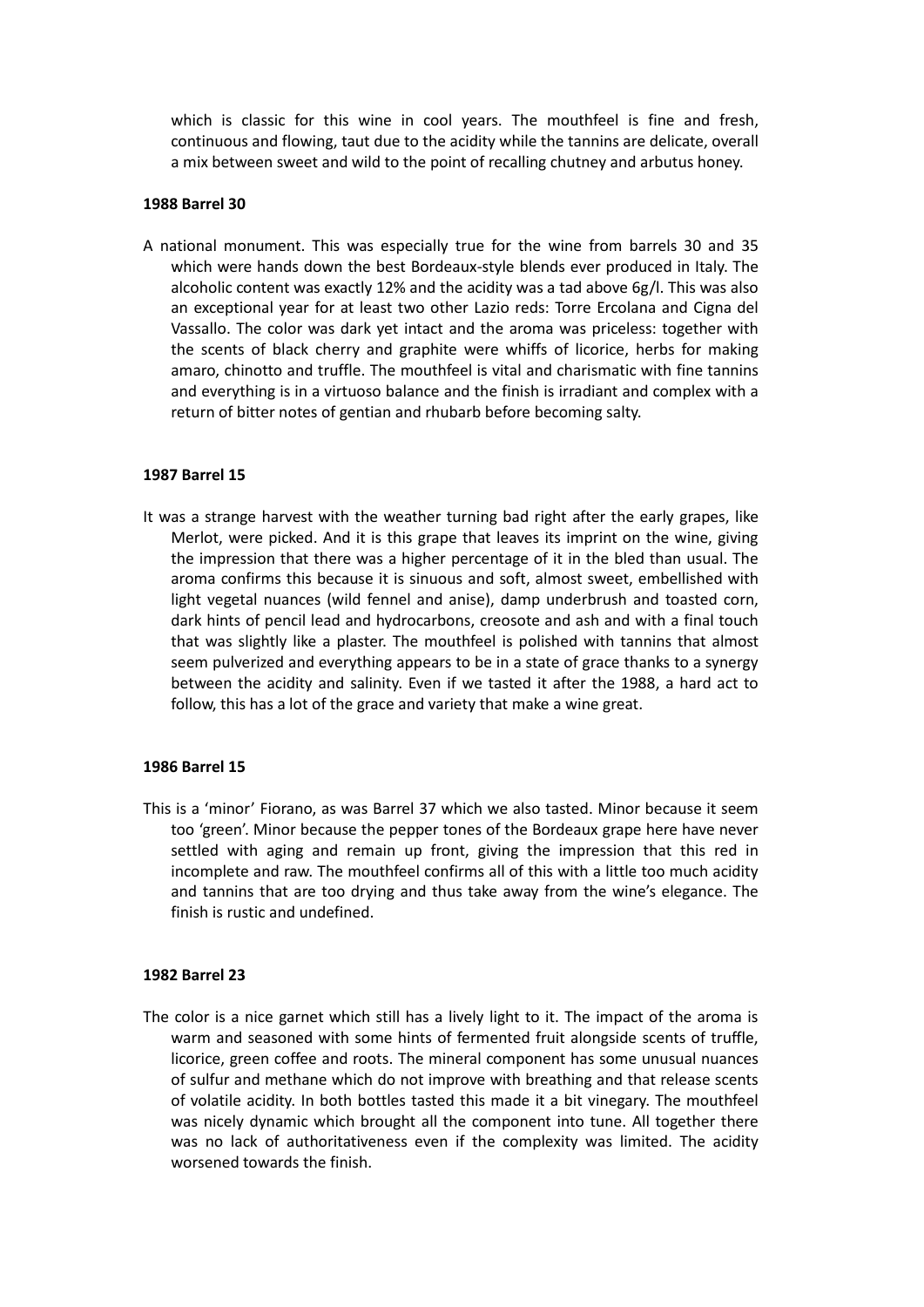which is classic for this wine in cool years. The mouthfeel is fine and fresh, continuous and flowing, taut due to the acidity while the tannins are delicate, overall a mix between sweet and wild to the point of recalling chutney and arbutus honey.

**1988 Barrel 30**

A national monument. This was especially true for the wine from barrels 30 and 35 which were hands down the best Bordeaux-style blends ever produced in Italy. The alcoholic content was exactly 12% and the acidity was a tad above 6g/l. This was also an exceptional year for at least two other Lazio reds: Torre Ercolana and Cigna del Vassallo. The color was dark yet intact and the aroma was priceless: together with the scents of black cherry and graphite were whiffs of licorice, herbs for making amaro, chinotto and truffle. The mouthfeel is vital and charismatic with fine tannins and everything is in a virtuoso balance and the finish is irradiant and complex with a return of bitter notes of gentian and rhubarb before becoming salty.

**1987 Barrel 15**

It was a strange harvest with the weather turning bad right after the early grapes, like Merlot, were picked. And it is this grape that leaves its imprint on the wine, giving the impression that there was a higher percentage of it in the bled than usual. The aroma confirms this because it is sinuous and soft, almost sweet, embellished with light vegetal nuances (wild fennel and anise), damp underbrush and toasted corn, dark hints of pencil lead and hydrocarbons, creosote and ash and with a final touch that was slightly like a plaster. The mouthfeel is polished with tannins that almost seem pulverized and everything appears to be in a state of grace thanks to a synergy between the acidity and salinity. Even if we tasted it after the 1988, a hard act to follow, this has a lot of the grace and variety that make a wine great.

**1986 Barrel 15**

This is a 'minor' Fiorano, as was Barrel 37 which we also tasted. Minor because it seem too 'green'. Minor because the pepper tones of the Bordeaux grape here have never settled with aging and remain up front, giving the impression that this red in incomplete and raw. The mouthfeel confirms all of this with a little too much acidity and tannins that are too drying and thus take away from the wine's elegance. The finish is rustic and undefined.

**1982 Barrel 23**

The color is a nice garnet which still has a lively light to it. The impact of the aroma is warm and seasoned with some hints of fermented fruit alongside scents of truffle, licorice, green coffee and roots. The mineral component has some unusual nuances of sulfur and methane which do not improve with breathing and that release scents of volatile acidity. In both bottles tasted this made it a bit vinegary. The mouthfeel was nicely dynamic which brought all the component into tune. All together there was no lack of authoritativeness even if the complexity was limited. The acidity worsened towards the finish.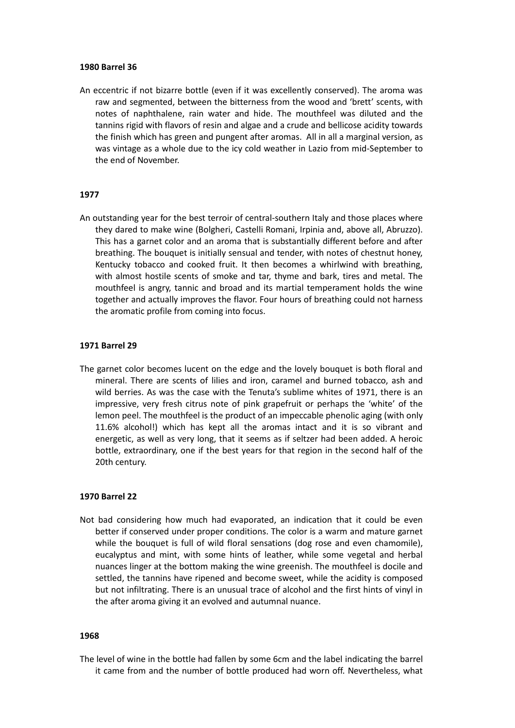**1980 Barrel 36**

An eccentric if not bizarre bottle (even if it was excellently conserved). The aroma was raw and segmented, between the bitterness from the wood and 'brett' scents, with notes of naphthalene, rain water and hide. The mouthfeel was diluted and the tannins rigid with flavors of resin and algae and a crude and bellicose acidity towards the finish which has green and pungent after aromas. All in all a marginal version, as was vintage as a whole due to the icy cold weather in Lazio from mid-September to the end of November.

**1977**

An outstanding year for the best terroir of central-southern Italy and those places where they dared to make wine (Bolgheri, Castelli Romani, Irpinia and, above all, Abruzzo). This has a garnet color and an aroma that is substantially different before and after breathing. The bouquet is initially sensual and tender, with notes of chestnut honey, Kentucky tobacco and cooked fruit. It then becomes a whirlwind with breathing, with almost hostile scents of smoke and tar, thyme and bark, tires and metal. The mouthfeel is angry, tannic and broad and its martial temperament holds the wine together and actually improves the flavor. Four hours of breathing could not harness the aromatic profile from coming into focus.

**1971 Barrel 29**

The garnet color becomes lucent on the edge and the lovely bouquet is both floral and mineral. There are scents of lilies and iron, caramel and burned tobacco, ash and wild berries. As was the case with the Tenuta's sublime whites of 1971, there is an impressive, very fresh citrus note of pink grapefruit or perhaps the 'white' of the lemon peel. The mouthfeel is the product of an impeccable phenolic aging (with only 11.6% alcohol!) which has kept all the aromas intact and it is so vibrant and energetic, as well as very long, that it seems as if seltzer had been added. A heroic bottle, extraordinary, one if the best years for that region in the second half of the 20th century.

**1970 Barrel 22**

Not bad considering how much had evaporated, an indication that it could be even better if conserved under proper conditions. The color is a warm and mature garnet while the bouquet is full of wild floral sensations (dog rose and even chamomile), eucalyptus and mint, with some hints of leather, while some vegetal and herbal nuances linger at the bottom making the wine greenish. The mouthfeel is docile and settled, the tannins have ripened and become sweet, while the acidity is composed but not infiltrating. There is an unusual trace of alcohol and the first hints of vinyl in the after aroma giving it an evolved and autumnal nuance.

**1968**

The level of wine in the bottle had fallen by some 6cm and the label indicating the barrel it came from and the number of bottle produced had worn off. Nevertheless, what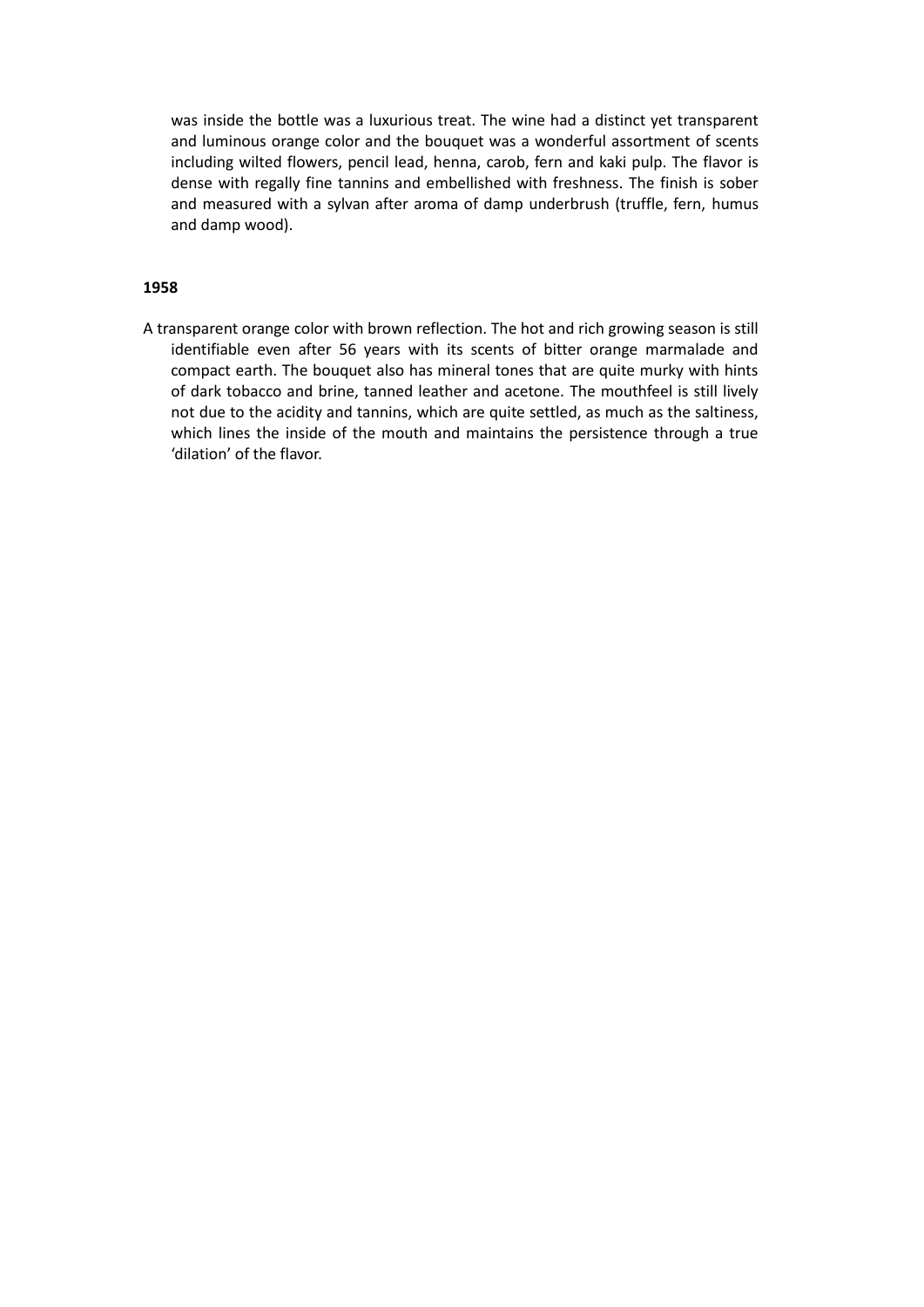was inside the bottle was a luxurious treat. The wine had a distinct yet transparent and luminous orange color and the bouquet was a wonderful assortment of scents including wilted flowers, pencil lead, henna, carob, fern and kaki pulp. The flavor is dense with regally fine tannins and embellished with freshness. The finish is sober and measured with a sylvan after aroma of damp underbrush (truffle, fern, humus and damp wood).

**1958**

A transparent orange color with brown reflection. The hot and rich growing season is still identifiable even after 56 years with its scents of bitter orange marmalade and compact earth. The bouquet also has mineral tones that are quite murky with hints of dark tobacco and brine, tanned leather and acetone. The mouthfeel is still lively not due to the acidity and tannins, which are quite settled, as much as the saltiness, which lines the inside of the mouth and maintains the persistence through a true 'dilation' of the flavor.